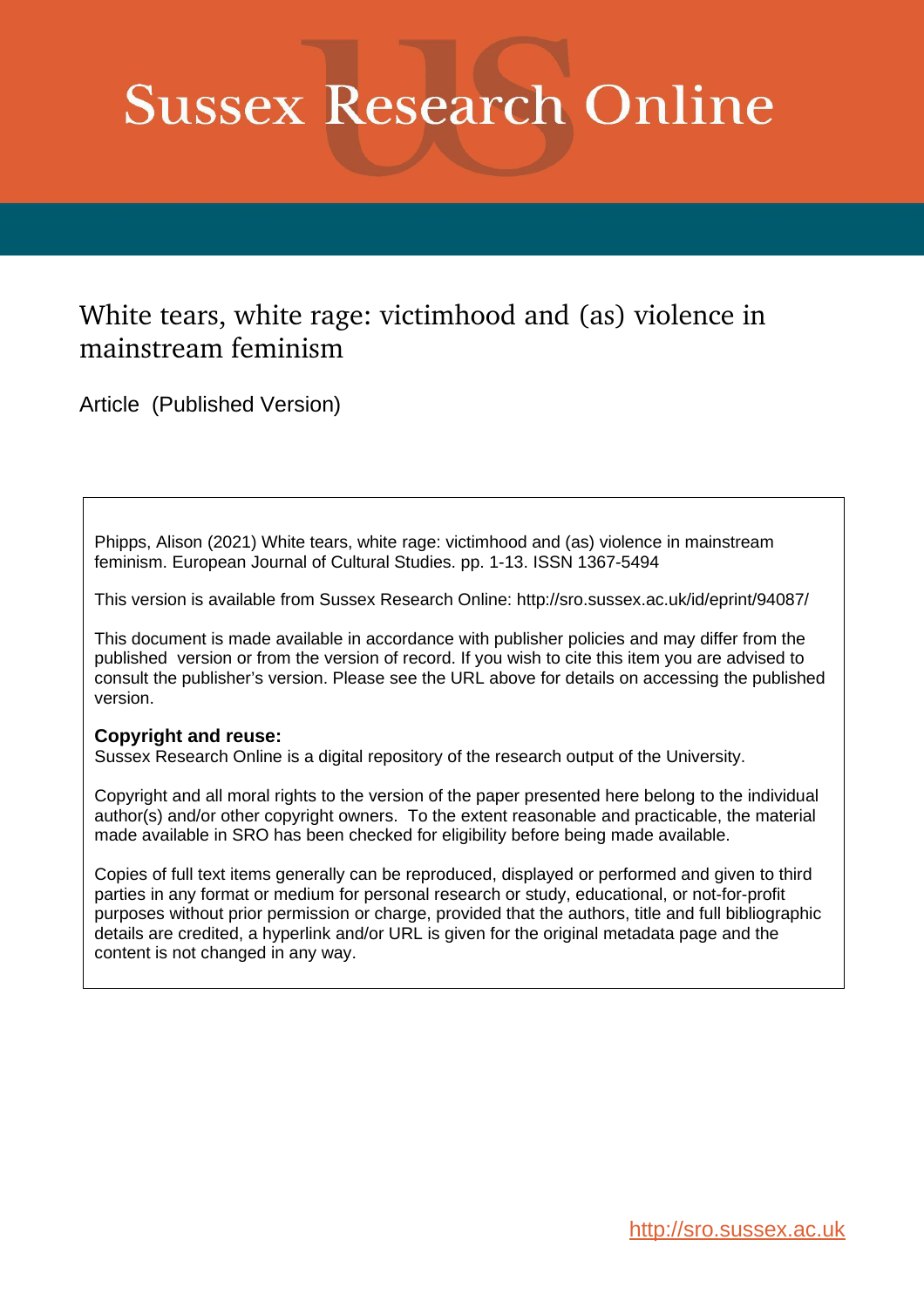# Sussex Research Online

## White tears, white rage: victimhood and (as) violence in mainstream feminism

Article (Published Version)

Phipps, Alison (2021) White tears, white rage: victimhood and (as) violence in mainstream feminism. European Journal of Cultural Studies. pp. 1-13. ISSN 1367-5494

This version is available from Sussex Research Online: http://sro.sussex.ac.uk/id/eprint/94087/

This document is made available in accordance with publisher policies and may differ from the published version or from the version of record. If you wish to cite this item you are advised to consult the publisher's version. Please see the URL above for details on accessing the published version.

**Copyright and reuse:**
Sussex Research Online is a digital repository of the research output of the University.

Copyright and all moral rights to the version of the paper presented here belong to the individual author(s) and/or other copyright owners. To the extent reasonable and practicable, the material made available in SRO has been checked for eligibility before being made available.

Copies of full text items generally can be reproduced, displayed or performed and given to third parties in any format or medium for personal research or study, educational, or not-for-profit purposes without prior permission or charge, provided that the authors, title and full bibliographic details are credited, a hyperlink and/or URL is given for the original metadata page and the content is not changed in any way.

http://sro.sussex.ac.uk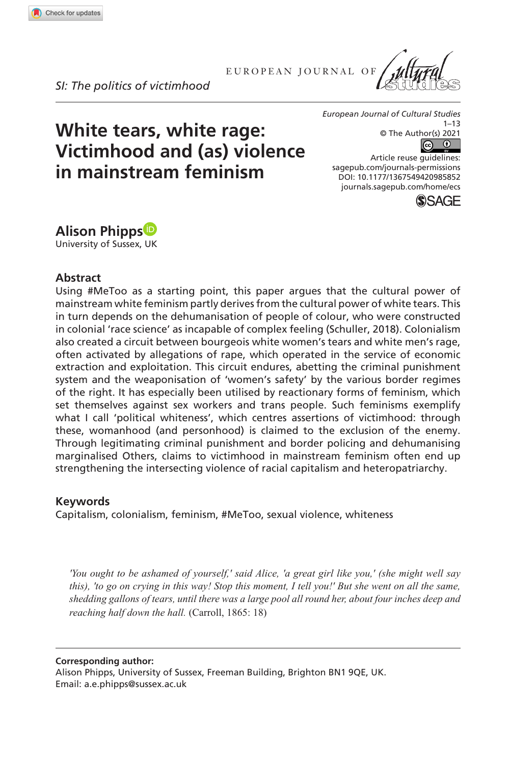*SI: The politics of victimhood*

# White tears, white rage: Victimhood and (as) violence in mainstream feminism

**Alison Phipps**
University of Sussex, UK

## Abstract

Using #MeToo as a starting point, this paper argues that the cultural power of mainstream white feminism partly derives from the cultural power of white tears. This in turn depends on the dehumanisation of people of colour, who were constructed in colonial 'race science' as incapable of complex feeling (Schuller, 2018). Colonialism also created a circuit between bourgeois white women's tears and white men's rage, often activated by allegations of rape, which operated in the service of economic extraction and exploitation. This circuit endures, abetting the criminal punishment system and the weaponisation of 'women's safety' by the various border regimes of the right. It has especially been utilised by reactionary forms of feminism, which set themselves against sex workers and trans people. Such feminisms exemplify what I call 'political whiteness', which centres assertions of victimhood: through these, womanhood (and personhood) is claimed to the exclusion of the enemy. Through legitimating criminal punishment and border policing and dehumanising marginalised Others, claims to victimhood in mainstream feminism often end up strengthening the intersecting violence of racial capitalism and heteropatriarchy.

## Keywords

Capitalism, colonialism, feminism, #MeToo, sexual violence, whiteness

> *'You ought to be ashamed of yourself,' said Alice, 'a great girl like you,' (she might well say this), 'to go on crying in this way! Stop this moment, I tell you!' But she went on all the same, shedding gallons of tears, until there was a large pool all round her, about four inches deep and reaching half down the hall.* (Carroll, 1865: 18)

**Corresponding author:**
Alison Phipps, University of Sussex, Freeman Building, Brighton BN1 9QE, UK.
Email: a.e.phipps@sussex.ac.uk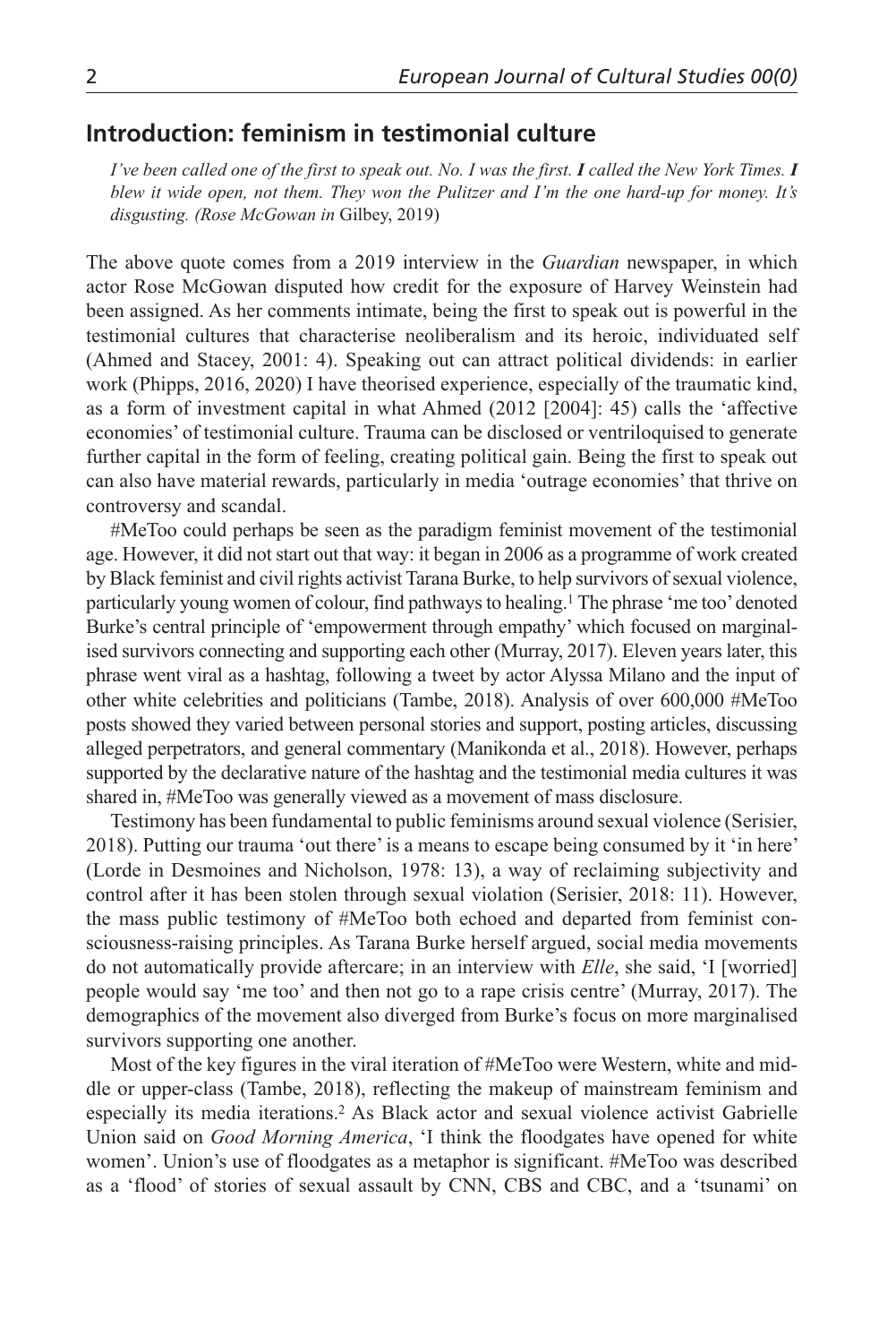## Introduction: feminism in testimonial culture

> *I've been called one of the first to speak out. No. I was the first.* ***I*** *called the New York Times.* ***I*** *blew it wide open, not them. They won the Pulitzer and I'm the one hard-up for money. It's disgusting. (Rose McGowan in* Gilbey, 2019)

The above quote comes from a 2019 interview in the *Guardian* newspaper, in which actor Rose McGowan disputed how credit for the exposure of Harvey Weinstein had been assigned. As her comments intimate, being the first to speak out is powerful in the testimonial cultures that characterise neoliberalism and its heroic, individuated self (Ahmed and Stacey, 2001: 4). Speaking out can attract political dividends: in earlier work (Phipps, 2016, 2020) I have theorised experience, especially of the traumatic kind, as a form of investment capital in what Ahmed (2012 [2004]: 45) calls the 'affective economies' of testimonial culture. Trauma can be disclosed or ventriloquised to generate further capital in the form of feeling, creating political gain. Being the first to speak out can also have material rewards, particularly in media 'outrage economies' that thrive on controversy and scandal.

#MeToo could perhaps be seen as the paradigm feminist movement of the testimonial age. However, it did not start out that way: it began in 2006 as a programme of work created by Black feminist and civil rights activist Tarana Burke, to help survivors of sexual violence, particularly young women of colour, find pathways to healing.[1] The phrase 'me too' denoted Burke's central principle of 'empowerment through empathy' which focused on marginalised survivors connecting and supporting each other (Murray, 2017). Eleven years later, this phrase went viral as a hashtag, following a tweet by actor Alyssa Milano and the input of other white celebrities and politicians (Tambe, 2018). Analysis of over 600,000 #MeToo posts showed they varied between personal stories and support, posting articles, discussing alleged perpetrators, and general commentary (Manikonda et al., 2018). However, perhaps supported by the declarative nature of the hashtag and the testimonial media cultures it was shared in, #MeToo was generally viewed as a movement of mass disclosure.

Testimony has been fundamental to public feminisms around sexual violence (Serisier, 2018). Putting our trauma 'out there' is a means to escape being consumed by it 'in here' (Lorde in Desmoines and Nicholson, 1978: 13), a way of reclaiming subjectivity and control after it has been stolen through sexual violation (Serisier, 2018: 11). However, the mass public testimony of #MeToo both echoed and departed from feminist consciousness-raising principles. As Tarana Burke herself argued, social media movements do not automatically provide aftercare; in an interview with *Elle*, she said, 'I [worried] people would say 'me too' and then not go to a rape crisis centre' (Murray, 2017). The demographics of the movement also diverged from Burke's focus on more marginalised survivors supporting one another.

Most of the key figures in the viral iteration of #MeToo were Western, white and middle or upper-class (Tambe, 2018), reflecting the makeup of mainstream feminism and especially its media iterations.[2] As Black actor and sexual violence activist Gabrielle Union said on *Good Morning America*, 'I think the floodgates have opened for white women'. Union's use of floodgates as a metaphor is significant. #MeToo was described as a 'flood' of stories of sexual assault by CNN, CBS and CBC, and a 'tsunami' on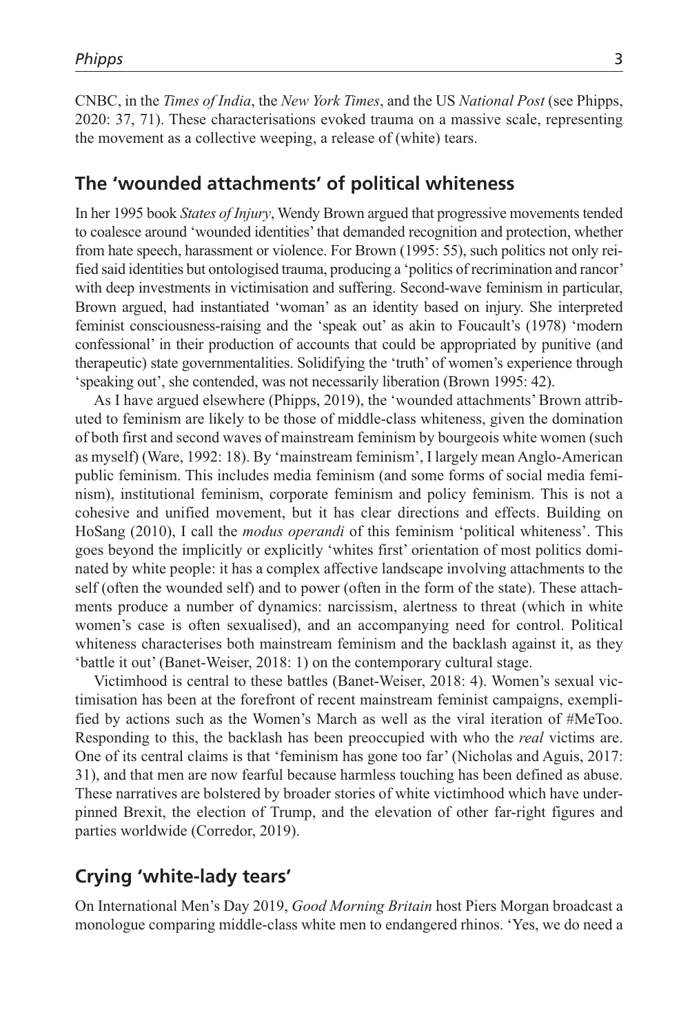CNBC, in the *Times of India*, the *New York Times*, and the US *National Post* (see Phipps, 2020: 37, 71). These characterisations evoked trauma on a massive scale, representing the movement as a collective weeping, a release of (white) tears.

## The 'wounded attachments' of political whiteness

In her 1995 book *States of Injury*, Wendy Brown argued that progressive movements tended to coalesce around 'wounded identities' that demanded recognition and protection, whether from hate speech, harassment or violence. For Brown (1995: 55), such politics not only reified said identities but ontologised trauma, producing a 'politics of recrimination and rancor' with deep investments in victimisation and suffering. Second-wave feminism in particular, Brown argued, had instantiated 'woman' as an identity based on injury. She interpreted feminist consciousness-raising and the 'speak out' as akin to Foucault's (1978) 'modern confessional' in their production of accounts that could be appropriated by punitive (and therapeutic) state governmentalities. Solidifying the 'truth' of women's experience through 'speaking out', she contended, was not necessarily liberation (Brown 1995: 42).

As I have argued elsewhere (Phipps, 2019), the 'wounded attachments' Brown attributed to feminism are likely to be those of middle-class whiteness, given the domination of both first and second waves of mainstream feminism by bourgeois white women (such as myself) (Ware, 1992: 18). By 'mainstream feminism', I largely mean Anglo-American public feminism. This includes media feminism (and some forms of social media feminism), institutional feminism, corporate feminism and policy feminism. This is not a cohesive and unified movement, but it has clear directions and effects. Building on HoSang (2010), I call the *modus operandi* of this feminism 'political whiteness'. This goes beyond the implicitly or explicitly 'whites first' orientation of most politics dominated by white people: it has a complex affective landscape involving attachments to the self (often the wounded self) and to power (often in the form of the state). These attachments produce a number of dynamics: narcissism, alertness to threat (which in white women's case is often sexualised), and an accompanying need for control. Political whiteness characterises both mainstream feminism and the backlash against it, as they 'battle it out' (Banet-Weiser, 2018: 1) on the contemporary cultural stage.

Victimhood is central to these battles (Banet-Weiser, 2018: 4). Women's sexual victimisation has been at the forefront of recent mainstream feminist campaigns, exemplified by actions such as the Women's March as well as the viral iteration of #MeToo. Responding to this, the backlash has been preoccupied with who the *real* victims are. One of its central claims is that 'feminism has gone too far' (Nicholas and Aguis, 2017: 31), and that men are now fearful because harmless touching has been defined as abuse. These narratives are bolstered by broader stories of white victimhood which have underpinned Brexit, the election of Trump, and the elevation of other far-right figures and parties worldwide (Corredor, 2019).

## Crying 'white-lady tears'

On International Men's Day 2019, *Good Morning Britain* host Piers Morgan broadcast a monologue comparing middle-class white men to endangered rhinos. 'Yes, we do need a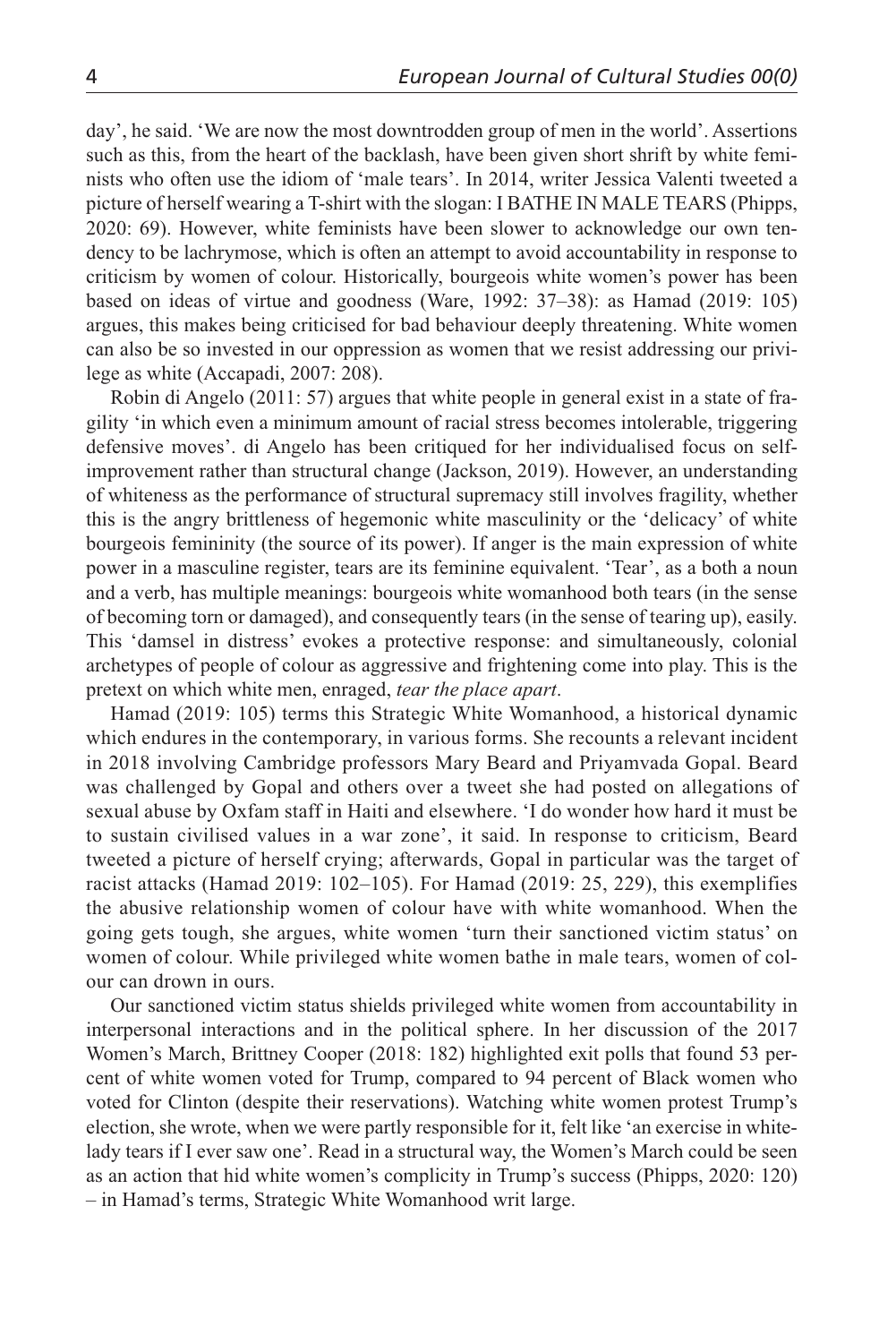day', he said. 'We are now the most downtrodden group of men in the world'. Assertions such as this, from the heart of the backlash, have been given short shrift by white feminists who often use the idiom of 'male tears'. In 2014, writer Jessica Valenti tweeted a picture of herself wearing a T-shirt with the slogan: I BATHE IN MALE TEARS (Phipps, 2020: 69). However, white feminists have been slower to acknowledge our own tendency to be lachrymose, which is often an attempt to avoid accountability in response to criticism by women of colour. Historically, bourgeois white women's power has been based on ideas of virtue and goodness (Ware, 1992: 37–38): as Hamad (2019: 105) argues, this makes being criticised for bad behaviour deeply threatening. White women can also be so invested in our oppression as women that we resist addressing our privilege as white (Accapadi, 2007: 208).

Robin di Angelo (2011: 57) argues that white people in general exist in a state of fragility 'in which even a minimum amount of racial stress becomes intolerable, triggering defensive moves'. di Angelo has been critiqued for her individualised focus on self-improvement rather than structural change (Jackson, 2019). However, an understanding of whiteness as the performance of structural supremacy still involves fragility, whether this is the angry brittleness of hegemonic white masculinity or the 'delicacy' of white bourgeois femininity (the source of its power). If anger is the main expression of white power in a masculine register, tears are its feminine equivalent. 'Tear', as a both a noun and a verb, has multiple meanings: bourgeois white womanhood both tears (in the sense of becoming torn or damaged), and consequently tears (in the sense of tearing up), easily. This 'damsel in distress' evokes a protective response: and simultaneously, colonial archetypes of people of colour as aggressive and frightening come into play. This is the pretext on which white men, enraged, *tear the place apart*.

Hamad (2019: 105) terms this Strategic White Womanhood, a historical dynamic which endures in the contemporary, in various forms. She recounts a relevant incident in 2018 involving Cambridge professors Mary Beard and Priyamvada Gopal. Beard was challenged by Gopal and others over a tweet she had posted on allegations of sexual abuse by Oxfam staff in Haiti and elsewhere. 'I do wonder how hard it must be to sustain civilised values in a war zone', it said. In response to criticism, Beard tweeted a picture of herself crying; afterwards, Gopal in particular was the target of racist attacks (Hamad 2019: 102–105). For Hamad (2019: 25, 229), this exemplifies the abusive relationship women of colour have with white womanhood. When the going gets tough, she argues, white women 'turn their sanctioned victim status' on women of colour. While privileged white women bathe in male tears, women of colour can drown in ours.

Our sanctioned victim status shields privileged white women from accountability in interpersonal interactions and in the political sphere. In her discussion of the 2017 Women's March, Brittney Cooper (2018: 182) highlighted exit polls that found 53 percent of white women voted for Trump, compared to 94 percent of Black women who voted for Clinton (despite their reservations). Watching white women protest Trump's election, she wrote, when we were partly responsible for it, felt like 'an exercise in white-lady tears if I ever saw one'. Read in a structural way, the Women's March could be seen as an action that hid white women's complicity in Trump's success (Phipps, 2020: 120) – in Hamad's terms, Strategic White Womanhood writ large.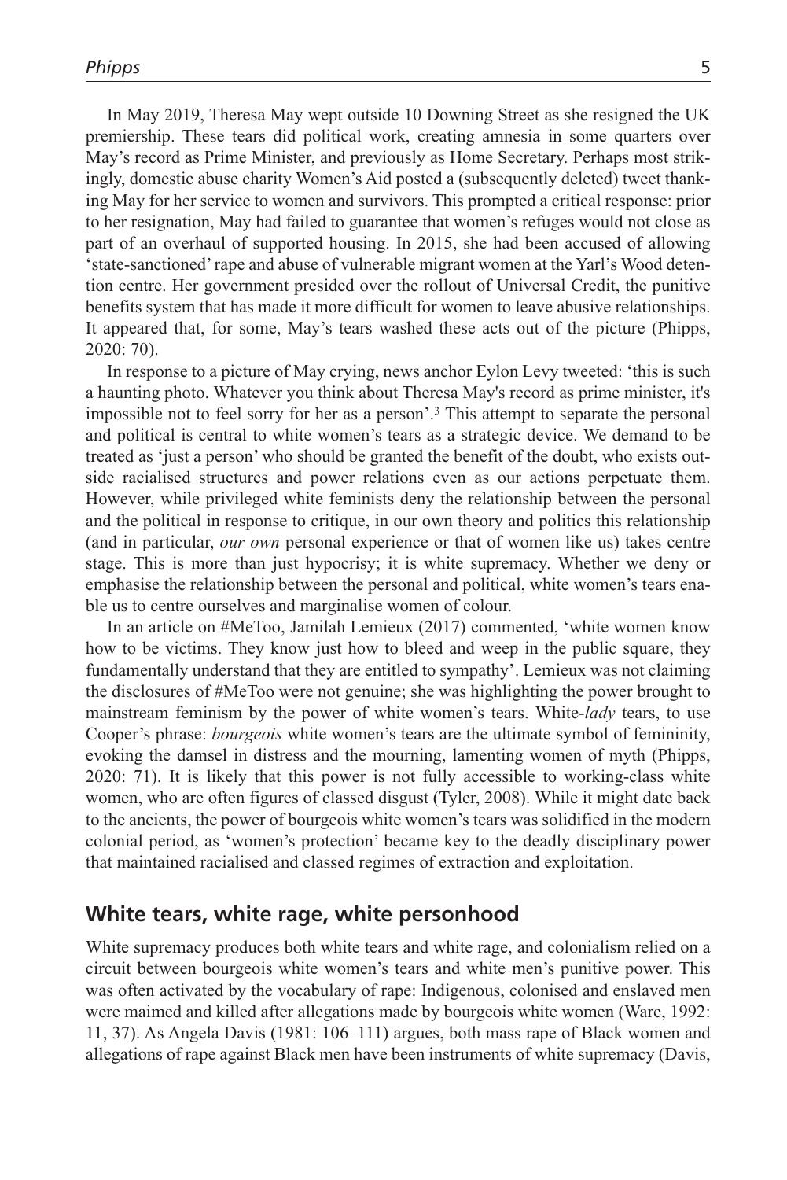In May 2019, Theresa May wept outside 10 Downing Street as she resigned the UK premiership. These tears did political work, creating amnesia in some quarters over May's record as Prime Minister, and previously as Home Secretary. Perhaps most strikingly, domestic abuse charity Women's Aid posted a (subsequently deleted) tweet thanking May for her service to women and survivors. This prompted a critical response: prior to her resignation, May had failed to guarantee that women's refuges would not close as part of an overhaul of supported housing. In 2015, she had been accused of allowing 'state-sanctioned' rape and abuse of vulnerable migrant women at the Yarl's Wood detention centre. Her government presided over the rollout of Universal Credit, the punitive benefits system that has made it more difficult for women to leave abusive relationships. It appeared that, for some, May's tears washed these acts out of the picture (Phipps, 2020: 70).

In response to a picture of May crying, news anchor Eylon Levy tweeted: 'this is such a haunting photo. Whatever you think about Theresa May's record as prime minister, it's impossible not to feel sorry for her as a person'.[3] This attempt to separate the personal and political is central to white women's tears as a strategic device. We demand to be treated as 'just a person' who should be granted the benefit of the doubt, who exists outside racialised structures and power relations even as our actions perpetuate them. However, while privileged white feminists deny the relationship between the personal and the political in response to critique, in our own theory and politics this relationship (and in particular, *our own* personal experience or that of women like us) takes centre stage. This is more than just hypocrisy; it is white supremacy. Whether we deny or emphasise the relationship between the personal and political, white women's tears enable us to centre ourselves and marginalise women of colour.

In an article on #MeToo, Jamilah Lemieux (2017) commented, 'white women know how to be victims. They know just how to bleed and weep in the public square, they fundamentally understand that they are entitled to sympathy'. Lemieux was not claiming the disclosures of #MeToo were not genuine; she was highlighting the power brought to mainstream feminism by the power of white women's tears. White-*lady* tears, to use Cooper's phrase: *bourgeois* white women's tears are the ultimate symbol of femininity, evoking the damsel in distress and the mourning, lamenting women of myth (Phipps, 2020: 71). It is likely that this power is not fully accessible to working-class white women, who are often figures of classed disgust (Tyler, 2008). While it might date back to the ancients, the power of bourgeois white women's tears was solidified in the modern colonial period, as 'women's protection' became key to the deadly disciplinary power that maintained racialised and classed regimes of extraction and exploitation.

## White tears, white rage, white personhood

White supremacy produces both white tears and white rage, and colonialism relied on a circuit between bourgeois white women's tears and white men's punitive power. This was often activated by the vocabulary of rape: Indigenous, colonised and enslaved men were maimed and killed after allegations made by bourgeois white women (Ware, 1992: 11, 37). As Angela Davis (1981: 106–111) argues, both mass rape of Black women and allegations of rape against Black men have been instruments of white supremacy (Davis,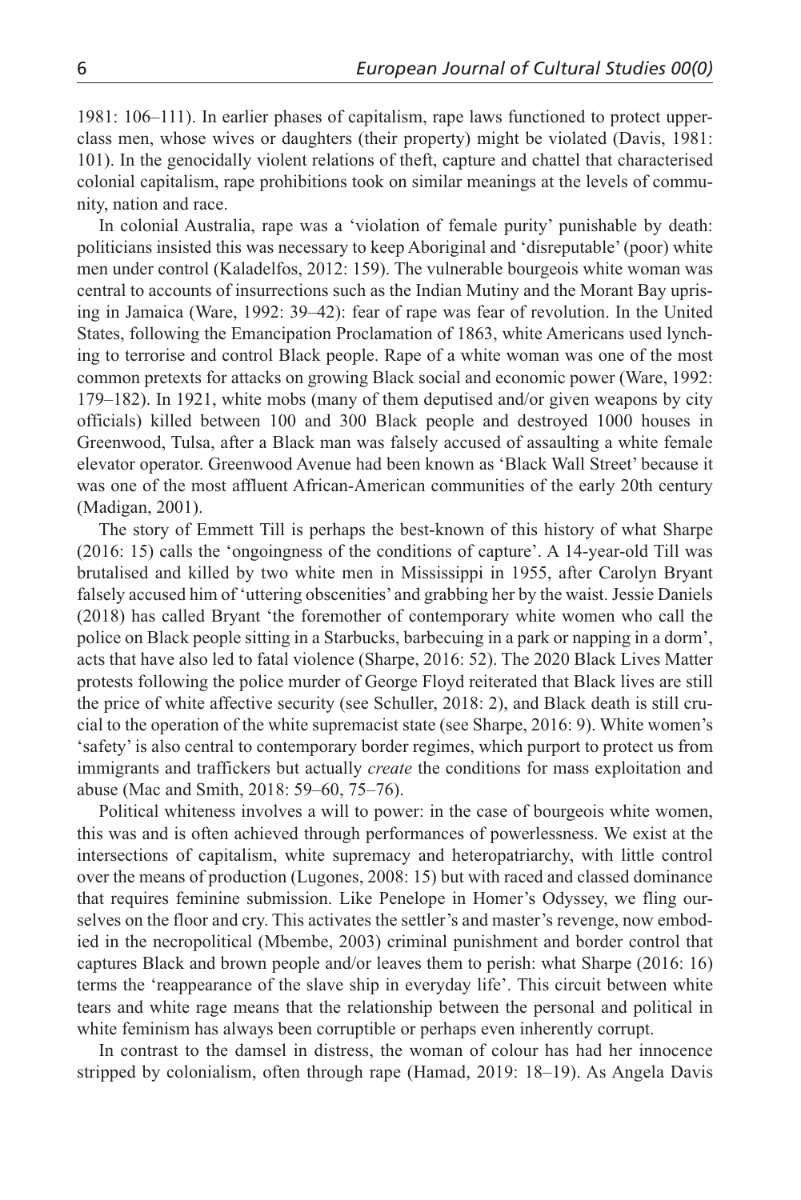1981: 106–111). In earlier phases of capitalism, rape laws functioned to protect upper-class men, whose wives or daughters (their property) might be violated (Davis, 1981: 101). In the genocidally violent relations of theft, capture and chattel that characterised colonial capitalism, rape prohibitions took on similar meanings at the levels of community, nation and race.

In colonial Australia, rape was a 'violation of female purity' punishable by death: politicians insisted this was necessary to keep Aboriginal and 'disreputable' (poor) white men under control (Kaladelfos, 2012: 159). The vulnerable bourgeois white woman was central to accounts of insurrections such as the Indian Mutiny and the Morant Bay uprising in Jamaica (Ware, 1992: 39–42): fear of rape was fear of revolution. In the United States, following the Emancipation Proclamation of 1863, white Americans used lynching to terrorise and control Black people. Rape of a white woman was one of the most common pretexts for attacks on growing Black social and economic power (Ware, 1992: 179–182). In 1921, white mobs (many of them deputised and/or given weapons by city officials) killed between 100 and 300 Black people and destroyed 1000 houses in Greenwood, Tulsa, after a Black man was falsely accused of assaulting a white female elevator operator. Greenwood Avenue had been known as 'Black Wall Street' because it was one of the most affluent African-American communities of the early 20th century (Madigan, 2001).

The story of Emmett Till is perhaps the best-known of this history of what Sharpe (2016: 15) calls the 'ongoingness of the conditions of capture'. A 14-year-old Till was brutalised and killed by two white men in Mississippi in 1955, after Carolyn Bryant falsely accused him of 'uttering obscenities' and grabbing her by the waist. Jessie Daniels (2018) has called Bryant 'the foremother of contemporary white women who call the police on Black people sitting in a Starbucks, barbecuing in a park or napping in a dorm', acts that have also led to fatal violence (Sharpe, 2016: 52). The 2020 Black Lives Matter protests following the police murder of George Floyd reiterated that Black lives are still the price of white affective security (see Schuller, 2018: 2), and Black death is still crucial to the operation of the white supremacist state (see Sharpe, 2016: 9). White women's 'safety' is also central to contemporary border regimes, which purport to protect us from immigrants and traffickers but actually *create* the conditions for mass exploitation and abuse (Mac and Smith, 2018: 59–60, 75–76).

Political whiteness involves a will to power: in the case of bourgeois white women, this was and is often achieved through performances of powerlessness. We exist at the intersections of capitalism, white supremacy and heteropatriarchy, with little control over the means of production (Lugones, 2008: 15) but with raced and classed dominance that requires feminine submission. Like Penelope in Homer's Odyssey, we fling ourselves on the floor and cry. This activates the settler's and master's revenge, now embodied in the necropolitical (Mbembe, 2003) criminal punishment and border control that captures Black and brown people and/or leaves them to perish: what Sharpe (2016: 16) terms the 'reappearance of the slave ship in everyday life'. This circuit between white tears and white rage means that the relationship between the personal and political in white feminism has always been corruptible or perhaps even inherently corrupt.

In contrast to the damsel in distress, the woman of colour has had her innocence stripped by colonialism, often through rape (Hamad, 2019: 18–19). As Angela Davis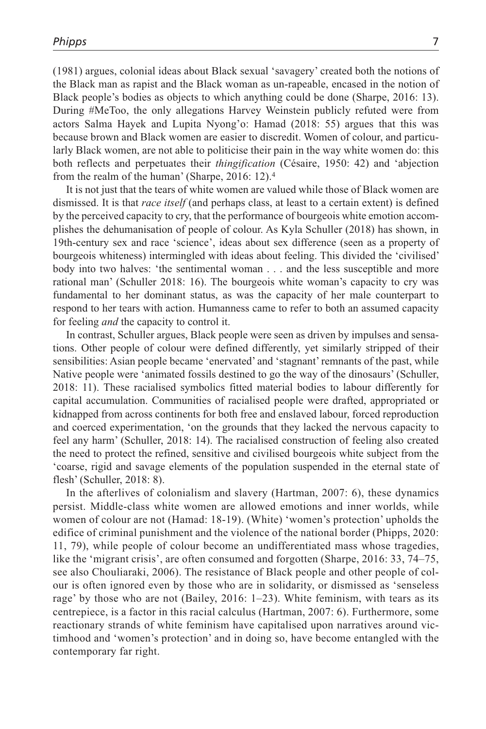(1981) argues, colonial ideas about Black sexual 'savagery' created both the notions of the Black man as rapist and the Black woman as un-rapeable, encased in the notion of Black people's bodies as objects to which anything could be done (Sharpe, 2016: 13). During #MeToo, the only allegations Harvey Weinstein publicly refuted were from actors Salma Hayek and Lupita Nyong'o: Hamad (2018: 55) argues that this was because brown and Black women are easier to discredit. Women of colour, and particularly Black women, are not able to politicise their pain in the way white women do: this both reflects and perpetuates their *thingification* (Césaire, 1950: 42) and 'abjection from the realm of the human' (Sharpe, 2016: 12).[4]

It is not just that the tears of white women are valued while those of Black women are dismissed. It is that *race itself* (and perhaps class, at least to a certain extent) is defined by the perceived capacity to cry, that the performance of bourgeois white emotion accomplishes the dehumanisation of people of colour. As Kyla Schuller (2018) has shown, in 19th-century sex and race 'science', ideas about sex difference (seen as a property of bourgeois whiteness) intermingled with ideas about feeling. This divided the 'civilised' body into two halves: 'the sentimental woman . . . and the less susceptible and more rational man' (Schuller 2018: 16). The bourgeois white woman's capacity to cry was fundamental to her dominant status, as was the capacity of her male counterpart to respond to her tears with action. Humanness came to refer to both an assumed capacity for feeling *and* the capacity to control it.

In contrast, Schuller argues, Black people were seen as driven by impulses and sensations. Other people of colour were defined differently, yet similarly stripped of their sensibilities: Asian people became 'enervated' and 'stagnant' remnants of the past, while Native people were 'animated fossils destined to go the way of the dinosaurs' (Schuller, 2018: 11). These racialised symbolics fitted material bodies to labour differently for capital accumulation. Communities of racialised people were drafted, appropriated or kidnapped from across continents for both free and enslaved labour, forced reproduction and coerced experimentation, 'on the grounds that they lacked the nervous capacity to feel any harm' (Schuller, 2018: 14). The racialised construction of feeling also created the need to protect the refined, sensitive and civilised bourgeois white subject from the 'coarse, rigid and savage elements of the population suspended in the eternal state of flesh' (Schuller, 2018: 8).

In the afterlives of colonialism and slavery (Hartman, 2007: 6), these dynamics persist. Middle-class white women are allowed emotions and inner worlds, while women of colour are not (Hamad: 18-19). (White) 'women's protection' upholds the edifice of criminal punishment and the violence of the national border (Phipps, 2020: 11, 79), while people of colour become an undifferentiated mass whose tragedies, like the 'migrant crisis', are often consumed and forgotten (Sharpe, 2016: 33, 74–75, see also Chouliaraki, 2006). The resistance of Black people and other people of colour is often ignored even by those who are in solidarity, or dismissed as 'senseless rage' by those who are not (Bailey, 2016: 1–23). White feminism, with tears as its centrepiece, is a factor in this racial calculus (Hartman, 2007: 6). Furthermore, some reactionary strands of white feminism have capitalised upon narratives around victimhood and 'women's protection' and in doing so, have become entangled with the contemporary far right.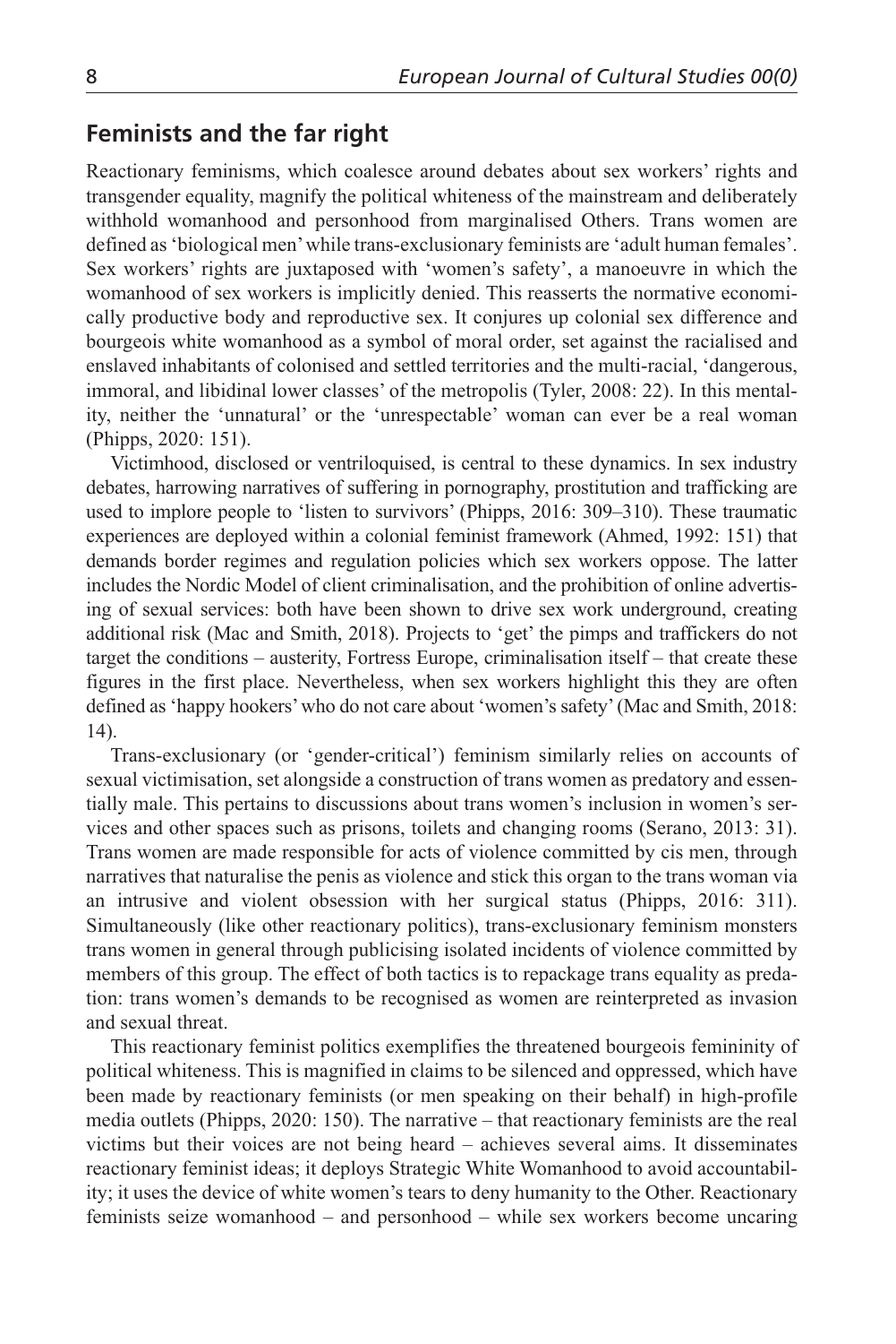## Feminists and the far right

Reactionary feminisms, which coalesce around debates about sex workers' rights and transgender equality, magnify the political whiteness of the mainstream and deliberately withhold womanhood and personhood from marginalised Others. Trans women are defined as 'biological men' while trans-exclusionary feminists are 'adult human females'. Sex workers' rights are juxtaposed with 'women's safety', a manoeuvre in which the womanhood of sex workers is implicitly denied. This reasserts the normative economically productive body and reproductive sex. It conjures up colonial sex difference and bourgeois white womanhood as a symbol of moral order, set against the racialised and enslaved inhabitants of colonised and settled territories and the multi-racial, 'dangerous, immoral, and libidinal lower classes' of the metropolis (Tyler, 2008: 22). In this mentality, neither the 'unnatural' or the 'unrespectable' woman can ever be a real woman (Phipps, 2020: 151).

Victimhood, disclosed or ventriloquised, is central to these dynamics. In sex industry debates, harrowing narratives of suffering in pornography, prostitution and trafficking are used to implore people to 'listen to survivors' (Phipps, 2016: 309–310). These traumatic experiences are deployed within a colonial feminist framework (Ahmed, 1992: 151) that demands border regimes and regulation policies which sex workers oppose. The latter includes the Nordic Model of client criminalisation, and the prohibition of online advertising of sexual services: both have been shown to drive sex work underground, creating additional risk (Mac and Smith, 2018). Projects to 'get' the pimps and traffickers do not target the conditions – austerity, Fortress Europe, criminalisation itself – that create these figures in the first place. Nevertheless, when sex workers highlight this they are often defined as 'happy hookers' who do not care about 'women's safety' (Mac and Smith, 2018: 14).

Trans-exclusionary (or 'gender-critical') feminism similarly relies on accounts of sexual victimisation, set alongside a construction of trans women as predatory and essentially male. This pertains to discussions about trans women's inclusion in women's services and other spaces such as prisons, toilets and changing rooms (Serano, 2013: 31). Trans women are made responsible for acts of violence committed by cis men, through narratives that naturalise the penis as violence and stick this organ to the trans woman via an intrusive and violent obsession with her surgical status (Phipps, 2016: 311). Simultaneously (like other reactionary politics), trans-exclusionary feminism monsters trans women in general through publicising isolated incidents of violence committed by members of this group. The effect of both tactics is to repackage trans equality as predation: trans women's demands to be recognised as women are reinterpreted as invasion and sexual threat.

This reactionary feminist politics exemplifies the threatened bourgeois femininity of political whiteness. This is magnified in claims to be silenced and oppressed, which have been made by reactionary feminists (or men speaking on their behalf) in high-profile media outlets (Phipps, 2020: 150). The narrative – that reactionary feminists are the real victims but their voices are not being heard – achieves several aims. It disseminates reactionary feminist ideas; it deploys Strategic White Womanhood to avoid accountability; it uses the device of white women's tears to deny humanity to the Other. Reactionary feminists seize womanhood – and personhood – while sex workers become uncaring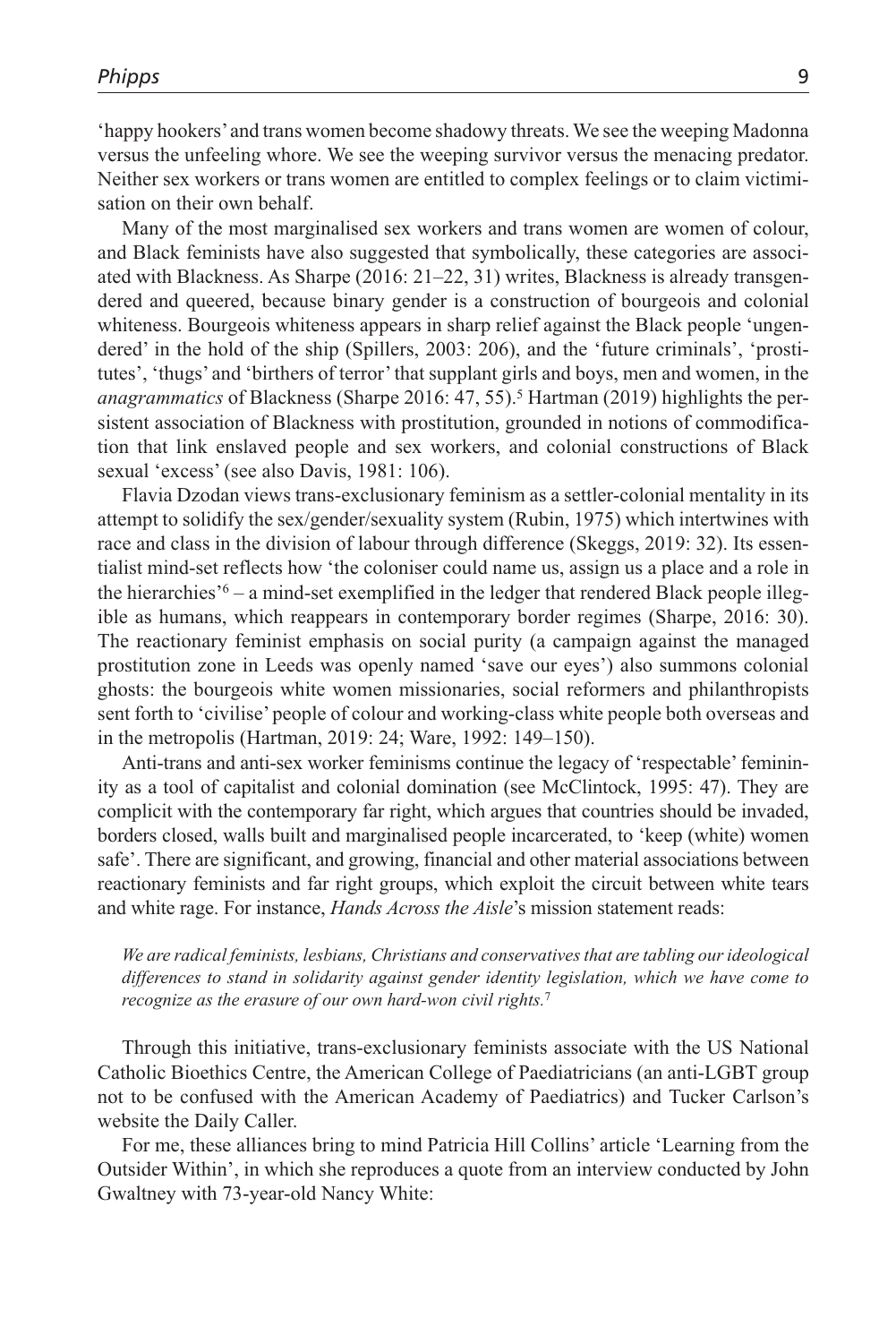'happy hookers' and trans women become shadowy threats. We see the weeping Madonna versus the unfeeling whore. We see the weeping survivor versus the menacing predator. Neither sex workers or trans women are entitled to complex feelings or to claim victimisation on their own behalf.

Many of the most marginalised sex workers and trans women are women of colour, and Black feminists have also suggested that symbolically, these categories are associated with Blackness. As Sharpe (2016: 21–22, 31) writes, Blackness is already transgendered and queered, because binary gender is a construction of bourgeois and colonial whiteness. Bourgeois whiteness appears in sharp relief against the Black people 'ungendered' in the hold of the ship (Spillers, 2003: 206), and the 'future criminals', 'prostitutes', 'thugs' and 'birthers of terror' that supplant girls and boys, men and women, in the *anagrammatics* of Blackness (Sharpe 2016: 47, 55).[5] Hartman (2019) highlights the persistent association of Blackness with prostitution, grounded in notions of commodification that link enslaved people and sex workers, and colonial constructions of Black sexual 'excess' (see also Davis, 1981: 106).

Flavia Dzodan views trans-exclusionary feminism as a settler-colonial mentality in its attempt to solidify the sex/gender/sexuality system (Rubin, 1975) which intertwines with race and class in the division of labour through difference (Skeggs, 2019: 32). Its essentialist mind-set reflects how 'the coloniser could name us, assign us a place and a role in the hierarchies'[6] – a mind-set exemplified in the ledger that rendered Black people illegible as humans, which reappears in contemporary border regimes (Sharpe, 2016: 30). The reactionary feminist emphasis on social purity (a campaign against the managed prostitution zone in Leeds was openly named 'save our eyes') also summons colonial ghosts: the bourgeois white women missionaries, social reformers and philanthropists sent forth to 'civilise' people of colour and working-class white people both overseas and in the metropolis (Hartman, 2019: 24; Ware, 1992: 149–150).

Anti-trans and anti-sex worker feminisms continue the legacy of 'respectable' femininity as a tool of capitalist and colonial domination (see McClintock, 1995: 47). They are complicit with the contemporary far right, which argues that countries should be invaded, borders closed, walls built and marginalised people incarcerated, to 'keep (white) women safe'. There are significant, and growing, financial and other material associations between reactionary feminists and far right groups, which exploit the circuit between white tears and white rage. For instance, *Hands Across the Aisle*'s mission statement reads:

> *We are radical feminists, lesbians, Christians and conservatives that are tabling our ideological differences to stand in solidarity against gender identity legislation, which we have come to recognize as the erasure of our own hard-won civil rights.*[7]

Through this initiative, trans-exclusionary feminists associate with the US National Catholic Bioethics Centre, the American College of Paediatricians (an anti-LGBT group not to be confused with the American Academy of Paediatrics) and Tucker Carlson's website the Daily Caller.

For me, these alliances bring to mind Patricia Hill Collins' article 'Learning from the Outsider Within', in which she reproduces a quote from an interview conducted by John Gwaltney with 73-year-old Nancy White: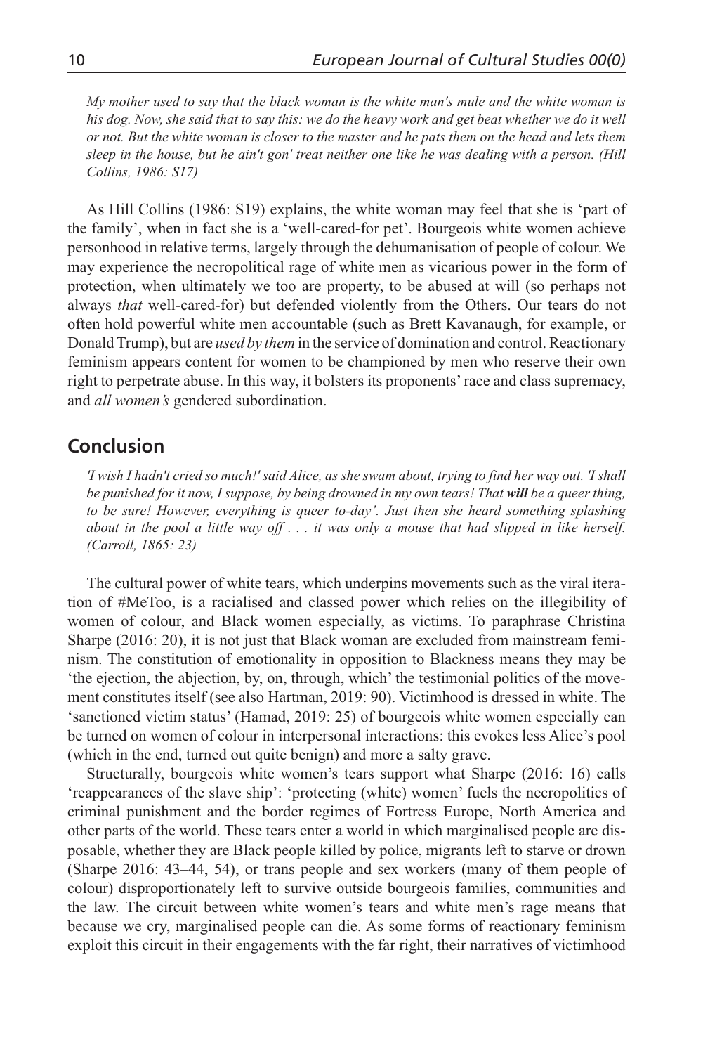*My mother used to say that the black woman is the white man's mule and the white woman is his dog. Now, she said that to say this: we do the heavy work and get beat whether we do it well or not. But the white woman is closer to the master and he pats them on the head and lets them sleep in the house, but he ain't gon' treat neither one like he was dealing with a person. (Hill Collins, 1986: S17)*

As Hill Collins (1986: S19) explains, the white woman may feel that she is 'part of the family', when in fact she is a 'well-cared-for pet'. Bourgeois white women achieve personhood in relative terms, largely through the dehumanisation of people of colour. We may experience the necropolitical rage of white men as vicarious power in the form of protection, when ultimately we too are property, to be abused at will (so perhaps not always *that* well-cared-for) but defended violently from the Others. Our tears do not often hold powerful white men accountable (such as Brett Kavanaugh, for example, or Donald Trump), but are *used by them* in the service of domination and control. Reactionary feminism appears content for women to be championed by men who reserve their own right to perpetrate abuse. In this way, it bolsters its proponents' race and class supremacy, and *all women's* gendered subordination.

## Conclusion

*'I wish I hadn't cried so much!' said Alice, as she swam about, trying to find her way out. 'I shall be punished for it now, I suppose, by being drowned in my own tears! That* ***will*** *be a queer thing, to be sure! However, everything is queer to-day'. Just then she heard something splashing about in the pool a little way off . . . it was only a mouse that had slipped in like herself. (Carroll, 1865: 23)*

The cultural power of white tears, which underpins movements such as the viral iteration of #MeToo, is a racialised and classed power which relies on the illegibility of women of colour, and Black women especially, as victims. To paraphrase Christina Sharpe (2016: 20), it is not just that Black woman are excluded from mainstream feminism. The constitution of emotionality in opposition to Blackness means they may be 'the ejection, the abjection, by, on, through, which' the testimonial politics of the movement constitutes itself (see also Hartman, 2019: 90). Victimhood is dressed in white. The 'sanctioned victim status' (Hamad, 2019: 25) of bourgeois white women especially can be turned on women of colour in interpersonal interactions: this evokes less Alice's pool (which in the end, turned out quite benign) and more a salty grave.

Structurally, bourgeois white women's tears support what Sharpe (2016: 16) calls 'reappearances of the slave ship': 'protecting (white) women' fuels the necropolitics of criminal punishment and the border regimes of Fortress Europe, North America and other parts of the world. These tears enter a world in which marginalised people are disposable, whether they are Black people killed by police, migrants left to starve or drown (Sharpe 2016: 43–44, 54), or trans people and sex workers (many of them people of colour) disproportionately left to survive outside bourgeois families, communities and the law. The circuit between white women's tears and white men's rage means that because we cry, marginalised people can die. As some forms of reactionary feminism exploit this circuit in their engagements with the far right, their narratives of victimhood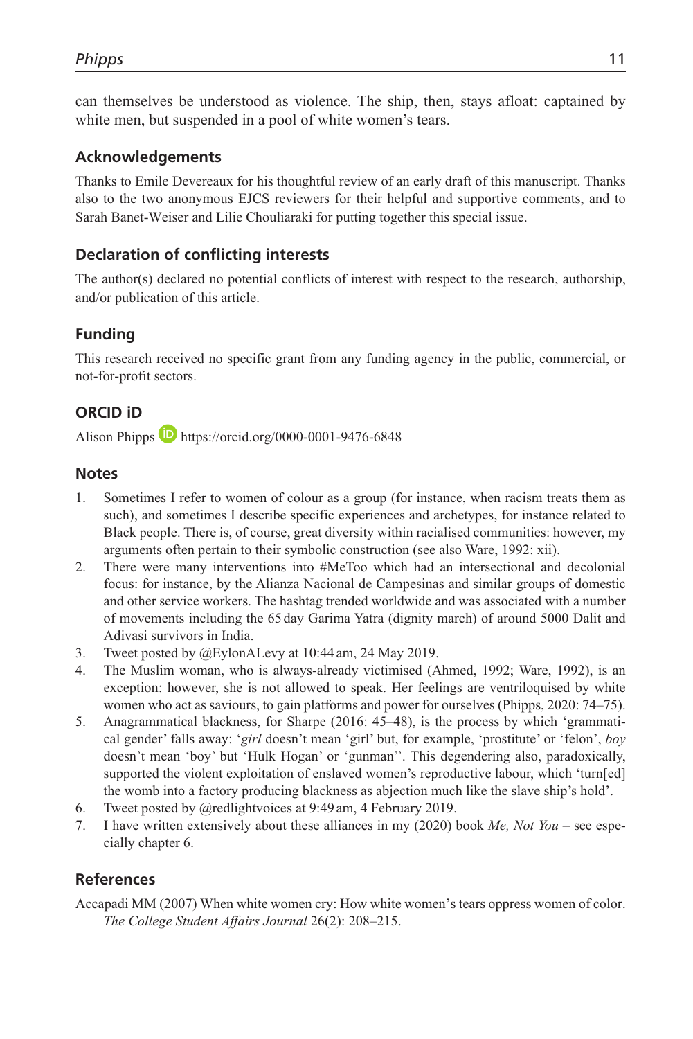can themselves be understood as violence. The ship, then, stays afloat: captained by white men, but suspended in a pool of white women's tears.

## Acknowledgements

Thanks to Emile Devereaux for his thoughtful review of an early draft of this manuscript. Thanks also to the two anonymous EJCS reviewers for their helpful and supportive comments, and to Sarah Banet-Weiser and Lilie Chouliaraki for putting together this special issue.

## Declaration of conflicting interests

The author(s) declared no potential conflicts of interest with respect to the research, authorship, and/or publication of this article.

## Funding

This research received no specific grant from any funding agency in the public, commercial, or not-for-profit sectors.

## ORCID iD

Alison Phipps https://orcid.org/0000-0001-9476-6848

## Notes

1. Sometimes I refer to women of colour as a group (for instance, when racism treats them as such), and sometimes I describe specific experiences and archetypes, for instance related to Black people. There is, of course, great diversity within racialised communities: however, my arguments often pertain to their symbolic construction (see also Ware, 1992: xii).
2. There were many interventions into #MeToo which had an intersectional and decolonial focus: for instance, by the Alianza Nacional de Campesinas and similar groups of domestic and other service workers. The hashtag trended worldwide and was associated with a number of movements including the 65 day Garima Yatra (dignity march) of around 5000 Dalit and Adivasi survivors in India.
3. Tweet posted by @EylonALevy at 10:44 am, 24 May 2019.
4. The Muslim woman, who is always-already victimised (Ahmed, 1992; Ware, 1992), is an exception: however, she is not allowed to speak. Her feelings are ventriloquised by white women who act as saviours, to gain platforms and power for ourselves (Phipps, 2020: 74–75).
5. Anagrammatical blackness, for Sharpe (2016: 45–48), is the process by which 'grammatical gender' falls away: '*girl* doesn't mean 'girl' but, for example, 'prostitute' or 'felon', *boy* doesn't mean 'boy' but 'Hulk Hogan' or 'gunman''. This degendering also, paradoxically, supported the violent exploitation of enslaved women's reproductive labour, which 'turn[ed] the womb into a factory producing blackness as abjection much like the slave ship's hold'.
6. Tweet posted by @redlightvoices at 9:49 am, 4 February 2019.
7. I have written extensively about these alliances in my (2020) book *Me, Not You* – see especially chapter 6.

## References

Accapadi MM (2007) When white women cry: How white women's tears oppress women of color. *The College Student Affairs Journal* 26(2): 208–215.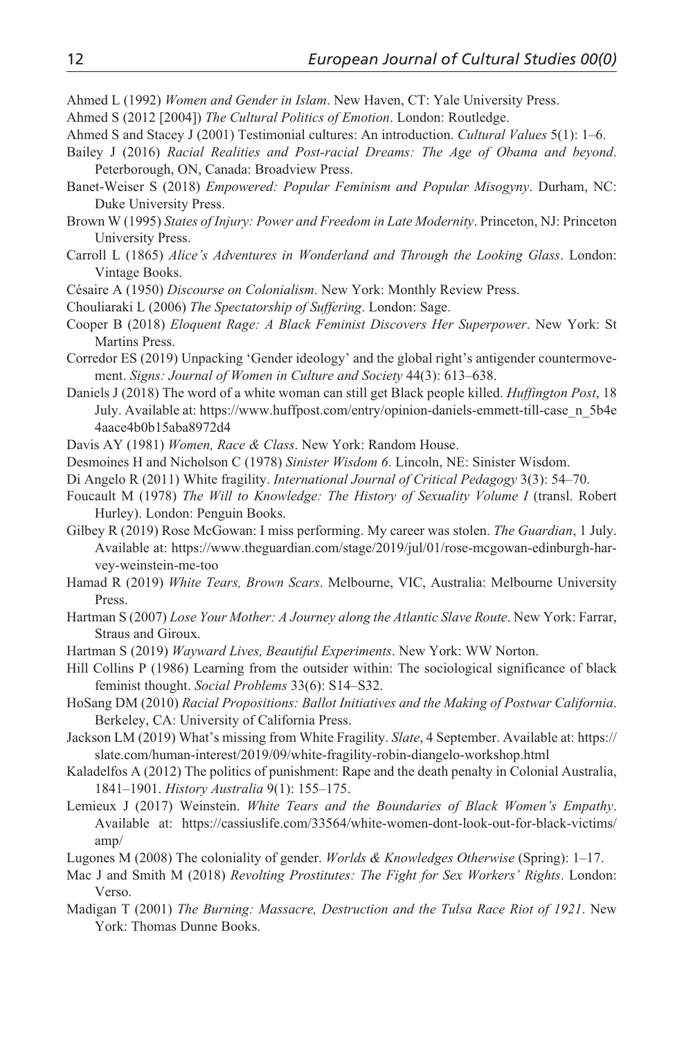Ahmed L (1992) *Women and Gender in Islam*. New Haven, CT: Yale University Press.

Ahmed S (2012 [2004]) *The Cultural Politics of Emotion*. London: Routledge.

Ahmed S and Stacey J (2001) Testimonial cultures: An introduction. *Cultural Values* 5(1): 1–6.

Bailey J (2016) *Racial Realities and Post-racial Dreams: The Age of Obama and beyond*. Peterborough, ON, Canada: Broadview Press.

Banet-Weiser S (2018) *Empowered: Popular Feminism and Popular Misogyny*. Durham, NC: Duke University Press.

Brown W (1995) *States of Injury: Power and Freedom in Late Modernity*. Princeton, NJ: Princeton University Press.

Carroll L (1865) *Alice's Adventures in Wonderland and Through the Looking Glass*. London: Vintage Books.

Césaire A (1950) *Discourse on Colonialism*. New York: Monthly Review Press.

Chouliaraki L (2006) *The Spectatorship of Suffering*. London: Sage.

Cooper B (2018) *Eloquent Rage: A Black Feminist Discovers Her Superpower*. New York: St Martins Press.

Corredor ES (2019) Unpacking 'Gender ideology' and the global right's antigender countermovement. *Signs: Journal of Women in Culture and Society* 44(3): 613–638.

Daniels J (2018) The word of a white woman can still get Black people killed. *Huffington Post*, 18 July. Available at: https://www.huffpost.com/entry/opinion-daniels-emmett-till-case_n_5b4e4aace4b0b15aba8972d4

Davis AY (1981) *Women, Race & Class*. New York: Random House.

Desmoines H and Nicholson C (1978) *Sinister Wisdom 6*. Lincoln, NE: Sinister Wisdom.

Di Angelo R (2011) White fragility. *International Journal of Critical Pedagogy* 3(3): 54–70.

Foucault M (1978) *The Will to Knowledge: The History of Sexuality Volume I* (transl. Robert Hurley). London: Penguin Books.

Gilbey R (2019) Rose McGowan: I miss performing. My career was stolen. *The Guardian*, 1 July. Available at: https://www.theguardian.com/stage/2019/jul/01/rose-mcgowan-edinburgh-harvey-weinstein-me-too

Hamad R (2019) *White Tears, Brown Scars*. Melbourne, VIC, Australia: Melbourne University Press.

Hartman S (2007) *Lose Your Mother: A Journey along the Atlantic Slave Route*. New York: Farrar, Straus and Giroux.

Hartman S (2019) *Wayward Lives, Beautiful Experiments*. New York: WW Norton.

Hill Collins P (1986) Learning from the outsider within: The sociological significance of black feminist thought. *Social Problems* 33(6): S14–S32.

HoSang DM (2010) *Racial Propositions: Ballot Initiatives and the Making of Postwar California*. Berkeley, CA: University of California Press.

Jackson LM (2019) What's missing from White Fragility. *Slate*, 4 September. Available at: https://slate.com/human-interest/2019/09/white-fragility-robin-diangelo-workshop.html

Kaladelfos A (2012) The politics of punishment: Rape and the death penalty in Colonial Australia, 1841–1901. *History Australia* 9(1): 155–175.

Lemieux J (2017) Weinstein. *White Tears and the Boundaries of Black Women's Empathy*. Available at: https://cassiuslife.com/33564/white-women-dont-look-out-for-black-victims/amp/

Lugones M (2008) The coloniality of gender. *Worlds & Knowledges Otherwise* (Spring): 1–17.

Mac J and Smith M (2018) *Revolting Prostitutes: The Fight for Sex Workers' Rights*. London: Verso.

Madigan T (2001) *The Burning: Massacre, Destruction and the Tulsa Race Riot of 1921*. New York: Thomas Dunne Books.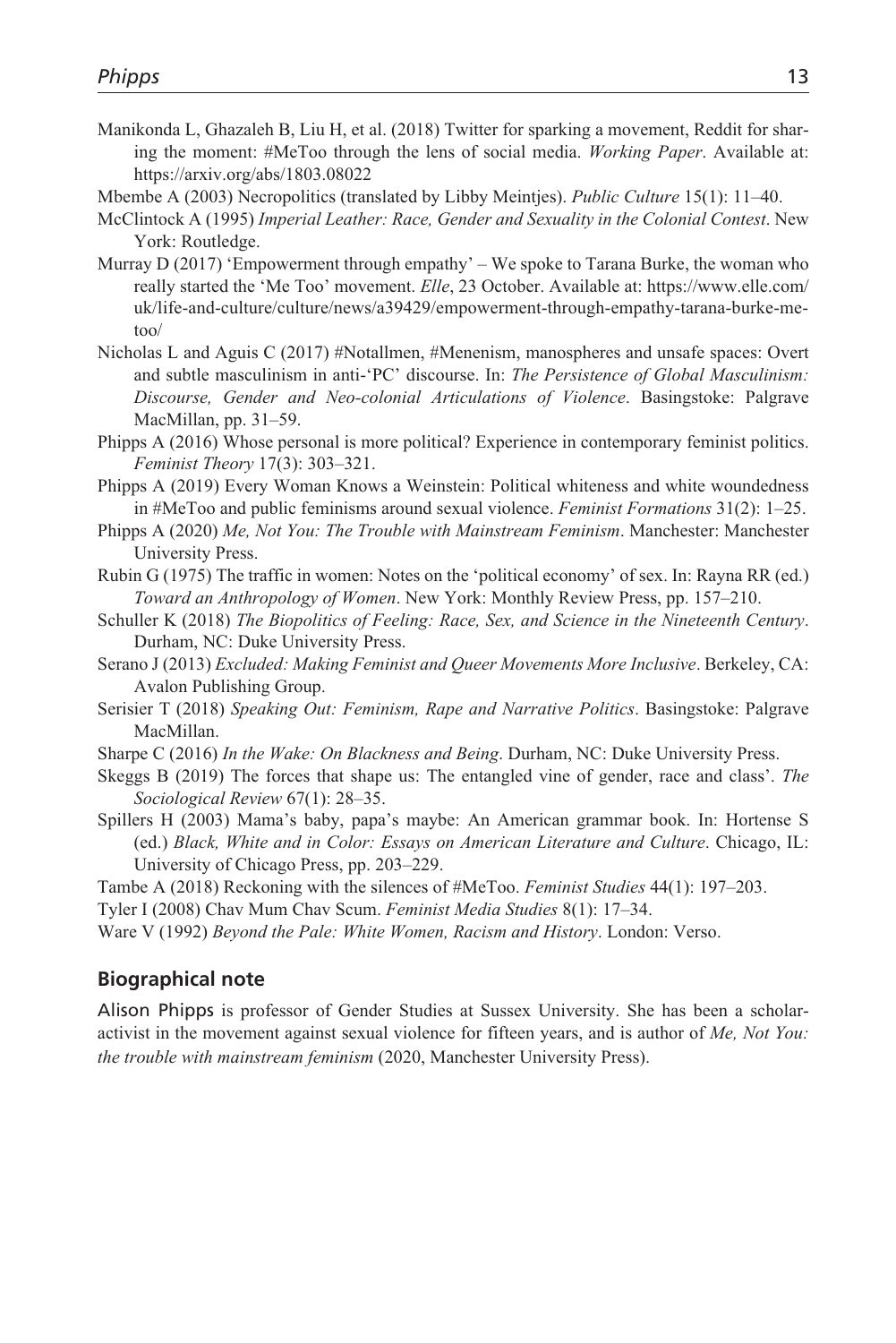Manikonda L, Ghazaleh B, Liu H, et al. (2018) Twitter for sparking a movement, Reddit for sharing the moment: #MeToo through the lens of social media. *Working Paper*. Available at: https://arxiv.org/abs/1803.08022

Mbembe A (2003) Necropolitics (translated by Libby Meintjes). *Public Culture* 15(1): 11–40.

McClintock A (1995) *Imperial Leather: Race, Gender and Sexuality in the Colonial Contest*. New York: Routledge.

Murray D (2017) 'Empowerment through empathy' – We spoke to Tarana Burke, the woman who really started the 'Me Too' movement. *Elle*, 23 October. Available at: https://www.elle.com/uk/life-and-culture/culture/news/a39429/empowerment-through-empathy-tarana-burke-me-too/

Nicholas L and Aguis C (2017) #Notallmen, #Menenism, manospheres and unsafe spaces: Overt and subtle masculinism in anti-'PC' discourse. In: *The Persistence of Global Masculinism: Discourse, Gender and Neo-colonial Articulations of Violence*. Basingstoke: Palgrave MacMillan, pp. 31–59.

Phipps A (2016) Whose personal is more political? Experience in contemporary feminist politics. *Feminist Theory* 17(3): 303–321.

Phipps A (2019) Every Woman Knows a Weinstein: Political whiteness and white woundedness in #MeToo and public feminisms around sexual violence. *Feminist Formations* 31(2): 1–25.

Phipps A (2020) *Me, Not You: The Trouble with Mainstream Feminism*. Manchester: Manchester University Press.

Rubin G (1975) The traffic in women: Notes on the 'political economy' of sex. In: Rayna RR (ed.) *Toward an Anthropology of Women*. New York: Monthly Review Press, pp. 157–210.

Schuller K (2018) *The Biopolitics of Feeling: Race, Sex, and Science in the Nineteenth Century*. Durham, NC: Duke University Press.

Serano J (2013) *Excluded: Making Feminist and Queer Movements More Inclusive*. Berkeley, CA: Avalon Publishing Group.

Serisier T (2018) *Speaking Out: Feminism, Rape and Narrative Politics*. Basingstoke: Palgrave MacMillan.

Sharpe C (2016) *In the Wake: On Blackness and Being*. Durham, NC: Duke University Press.

Skeggs B (2019) The forces that shape us: The entangled vine of gender, race and class'. *The Sociological Review* 67(1): 28–35.

Spillers H (2003) Mama's baby, papa's maybe: An American grammar book. In: Hortense S (ed.) *Black, White and in Color: Essays on American Literature and Culture*. Chicago, IL: University of Chicago Press, pp. 203–229.

Tambe A (2018) Reckoning with the silences of #MeToo. *Feminist Studies* 44(1): 197–203.

Tyler I (2008) Chav Mum Chav Scum. *Feminist Media Studies* 8(1): 17–34.

Ware V (1992) *Beyond the Pale: White Women, Racism and History*. London: Verso.

## Biographical note

Alison Phipps is professor of Gender Studies at Sussex University. She has been a scholar-activist in the movement against sexual violence for fifteen years, and is author of *Me, Not You: the trouble with mainstream feminism* (2020, Manchester University Press).